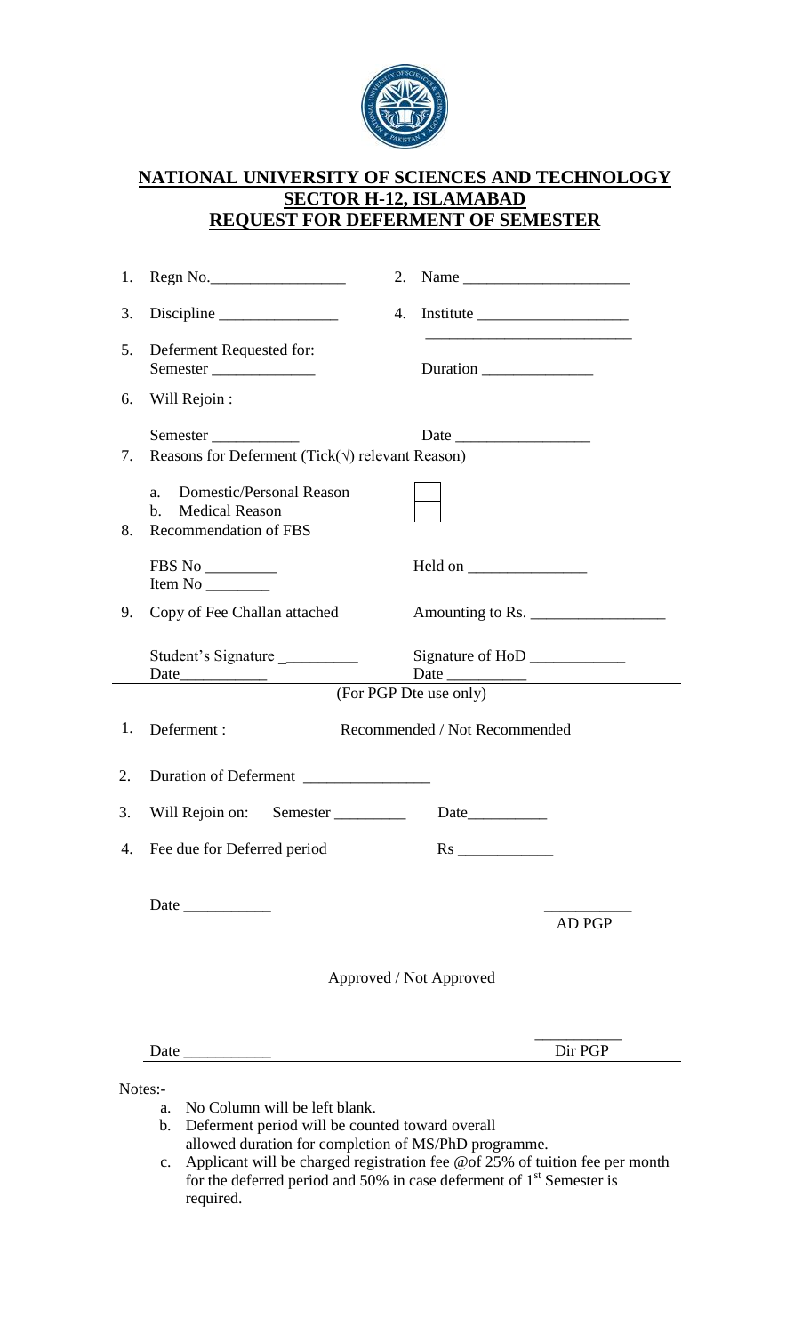# NATIONAL UNIVERSITY OF SCIENCES AND TECHNOLOGY
## SECTOR H-12, ISLAMABAD
## REQUEST FOR DEFERMENT OF SEMESTER

1. Regn No.________________ 2. Name ____________________
3. Discipline ______________ 4. Institute __________________
   ________________________
5. Deferment Requested for:
   Semester ____________ Duration _____________
6. Will Rejoin :
   Semester __________ Date ________________
7. Reasons for Deferment (Tick(√) relevant Reason)
   a. Domestic/Personal Reason ☐
   b. Medical Reason ☐
8. Recommendation of FBS
   FBS No ________ Held on ______________
   Item No _______
9. Copy of Fee Challan attached Amounting to Rs. ________________

Student's Signature _________ Signature of HoD ___________
Date__________ Date _________

(For PGP Dte use only)

1. Deferment : Recommended / Not Recommended
2. Duration of Deferment _______________
3. Will Rejoin on: Semester _________ Date__________
4. Fee due for Deferred period Rs ___________

Date __________ __________
AD PGP

Approved / Not Approved

Date __________ __________
Dir PGP

Notes:-
- a. No Column will be left blank.
- b. Deferment period will be counted toward overall allowed duration for completion of MS/PhD programme.
- c. Applicant will be charged registration fee @of 25% of tuition fee per month for the deferred period and 50% in case deferment of 1st Semester is required.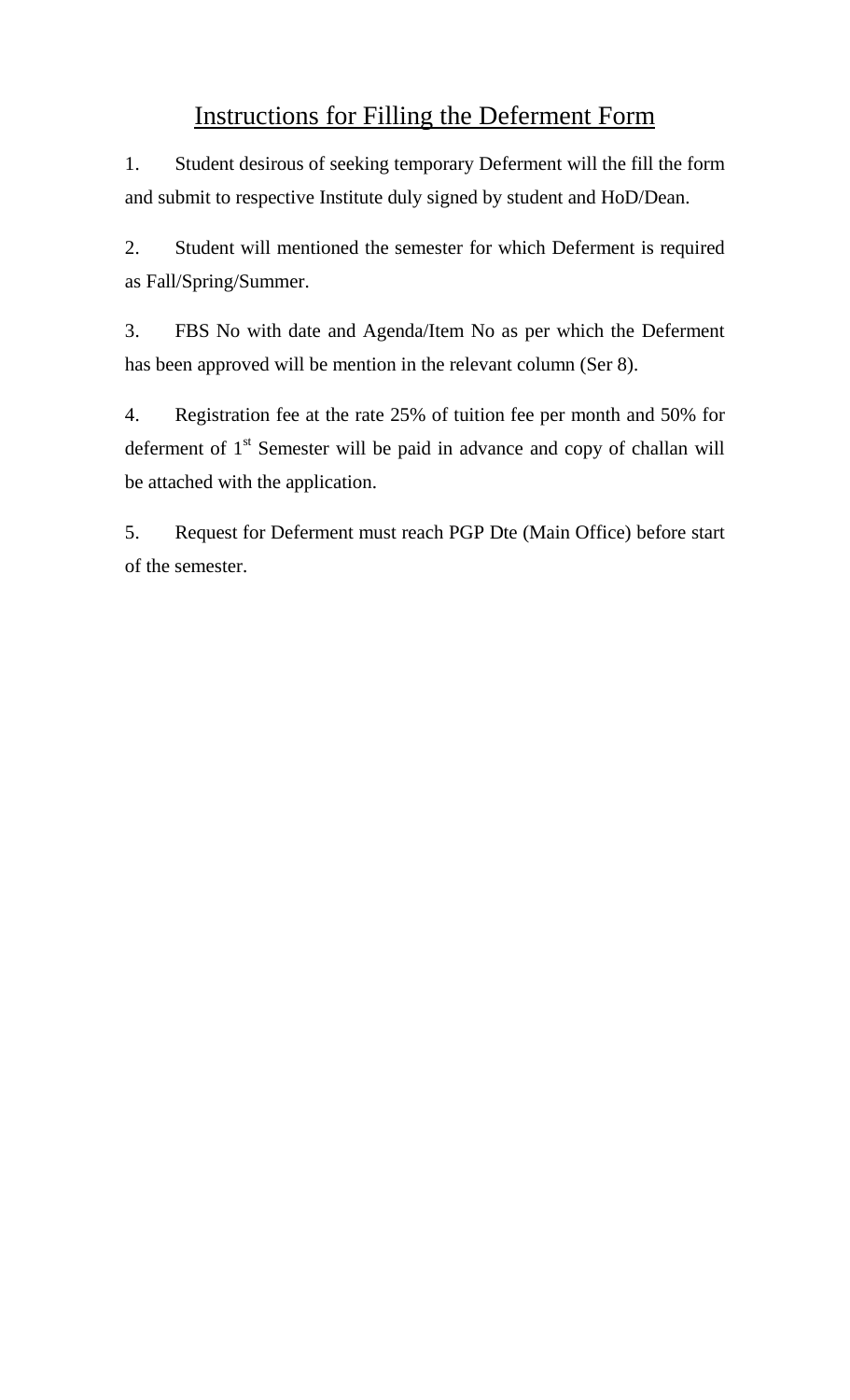# Instructions for Filling the Deferment Form

1. Student desirous of seeking temporary Deferment will the fill the form and submit to respective Institute duly signed by student and HoD/Dean.

2. Student will mentioned the semester for which Deferment is required as Fall/Spring/Summer.

3. FBS No with date and Agenda/Item No as per which the Deferment has been approved will be mention in the relevant column (Ser 8).

4. Registration fee at the rate 25% of tuition fee per month and 50% for deferment of 1st Semester will be paid in advance and copy of challan will be attached with the application.

5. Request for Deferment must reach PGP Dte (Main Office) before start of the semester.